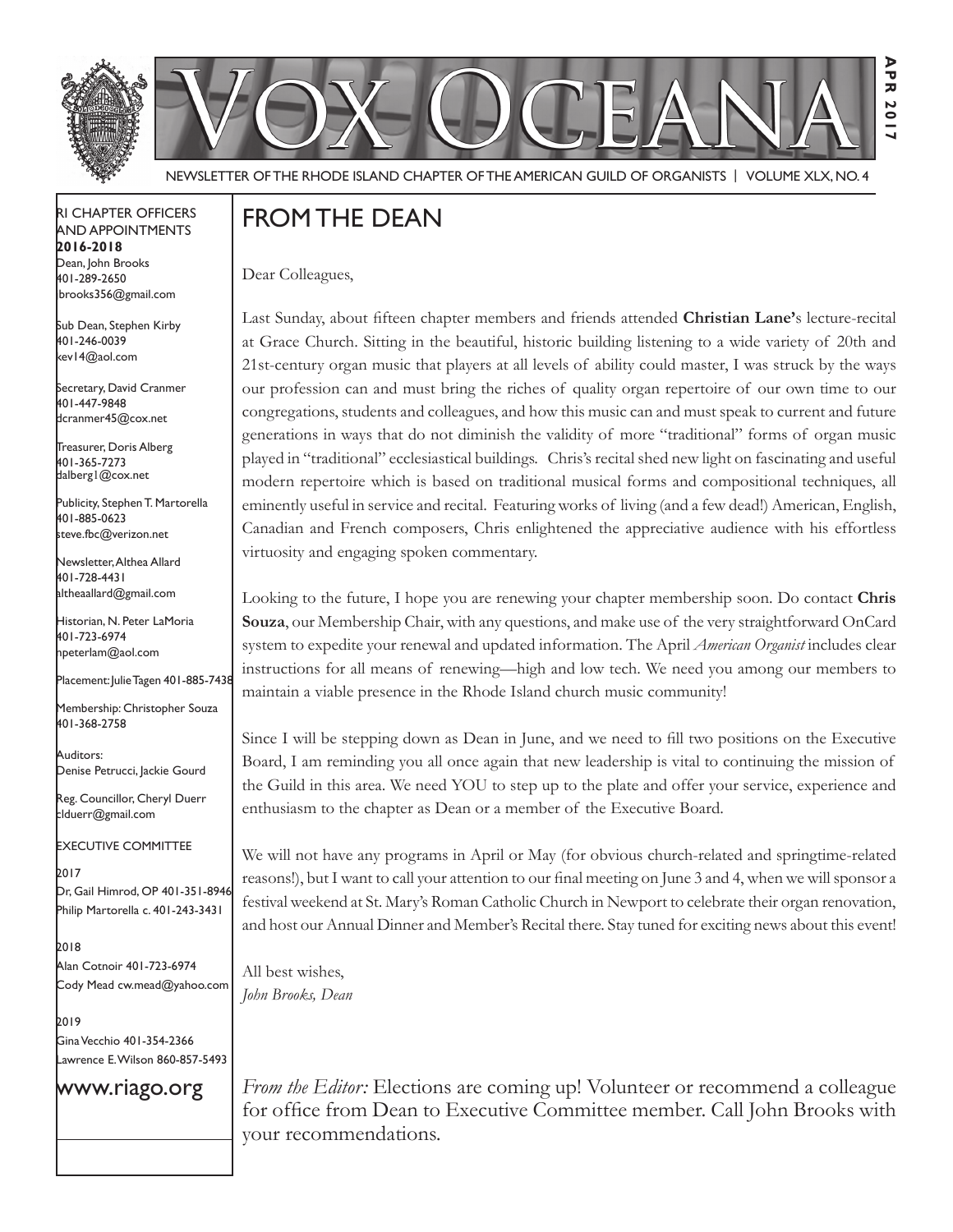# VOX OCEANA

NEWSLETTER OF THE RHODE ISLAND CHAPTER OF THE AMERICAN GUILD OF ORGANISTS | VOLUME XLX, NO. 4

APR 2017

RI CHAPTER OFFICERS AND APPOINTMENTS
**2016-2018**

Dean, John Brooks
401-289-2650
jbrooks356@gmail.com

Sub Dean, Stephen Kirby
401-246-0039
kev14@aol.com

Secretary, David Cranmer
401-447-9848
dcranmer45@cox.net

Treasurer, Doris Alberg
401-365-7273
dalberg1@cox.net

Publicity, Stephen T. Martorella
401-885-0623
steve.fbc@verizon.net

Newsletter, Althea Allard
401-728-4431
altheaallard@gmail.com

Historian, N. Peter LaMoria
401-723-6974
npeterlam@aol.com

Placement: Julie Tagen 401-885-7438

Membership: Christopher Souza
401-368-2758

Auditors:
Denise Petrucci, Jackie Gourd

Reg. Councillor, Cheryl Duerr
clduerr@gmail.com

EXECUTIVE COMMITTEE

2017
Dr, Gail Himrod, OP 401-351-8946
Philip Martorella c. 401-243-3431

2018
Alan Cotnoir 401-723-6974
Cody Mead cw.mead@yahoo.com

2019
Gina Vecchio 401-354-2366
Lawrence E. Wilson 860-857-5493

www.riago.org

## FROM THE DEAN

Dear Colleagues,

Last Sunday, about fifteen chapter members and friends attended **Christian Lane'**s lecture-recital at Grace Church. Sitting in the beautiful, historic building listening to a wide variety of 20th and 21st-century organ music that players at all levels of ability could master, I was struck by the ways our profession can and must bring the riches of quality organ repertoire of our own time to our congregations, students and colleagues, and how this music can and must speak to current and future generations in ways that do not diminish the validity of more "traditional" forms of organ music played in "traditional" ecclesiastical buildings. Chris's recital shed new light on fascinating and useful modern repertoire which is based on traditional musical forms and compositional techniques, all eminently useful in service and recital. Featuring works of living (and a few dead!) American, English, Canadian and French composers, Chris enlightened the appreciative audience with his effortless virtuosity and engaging spoken commentary.

Looking to the future, I hope you are renewing your chapter membership soon. Do contact **Chris Souza**, our Membership Chair, with any questions, and make use of the very straightforward OnCard system to expedite your renewal and updated information. The April *American Organist* includes clear instructions for all means of renewing—high and low tech. We need you among our members to maintain a viable presence in the Rhode Island church music community!

Since I will be stepping down as Dean in June, and we need to fill two positions on the Executive Board, I am reminding you all once again that new leadership is vital to continuing the mission of the Guild in this area. We need YOU to step up to the plate and offer your service, experience and enthusiasm to the chapter as Dean or a member of the Executive Board.

We will not have any programs in April or May (for obvious church-related and springtime-related reasons!), but I want to call your attention to our final meeting on June 3 and 4, when we will sponsor a festival weekend at St. Mary's Roman Catholic Church in Newport to celebrate their organ renovation, and host our Annual Dinner and Member's Recital there. Stay tuned for exciting news about this event!

All best wishes,
*John Brooks, Dean*

*From the Editor:* Elections are coming up! Volunteer or recommend a colleague for office from Dean to Executive Committee member. Call John Brooks with your recommendations.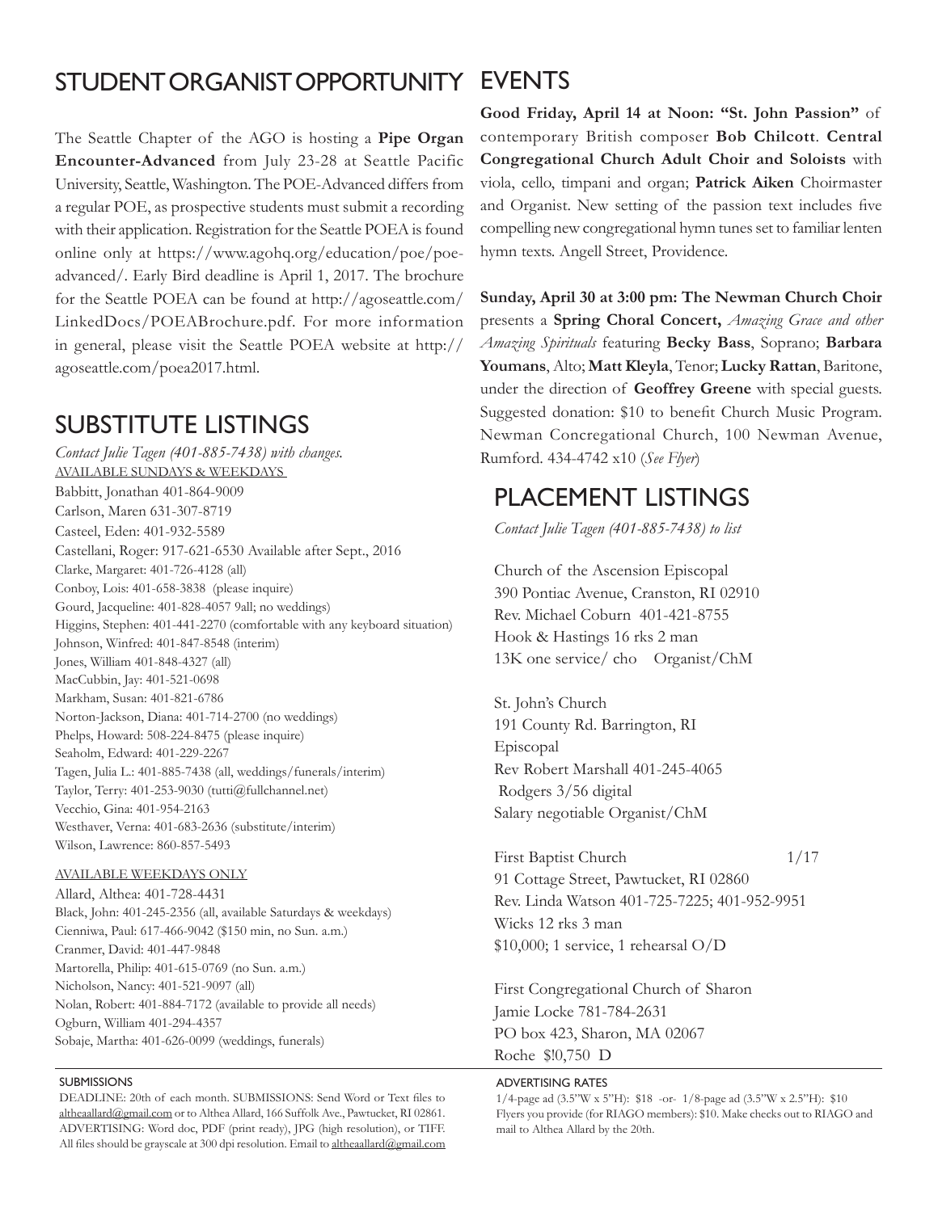## STUDENT ORGANIST OPPORTUNITY

The Seattle Chapter of the AGO is hosting a **Pipe Organ Encounter-Advanced** from July 23-28 at Seattle Pacific University, Seattle, Washington. The POE-Advanced differs from a regular POE, as prospective students must submit a recording with their application. Registration for the Seattle POEA is found online only at https://www.agohq.org/education/poe/poe-advanced/. Early Bird deadline is April 1, 2017. The brochure for the Seattle POEA can be found at http://agoseattle.com/LinkedDocs/POEABrochure.pdf. For more information in general, please visit the Seattle POEA website at http://agoseattle.com/poea2017.html.

## SUBSTITUTE LISTINGS

*Contact Julie Tagen (401-885-7438) with changes.*

AVAILABLE SUNDAYS & WEEKDAYS

Babbitt, Jonathan 401-864-9009
Carlson, Maren 631-307-8719
Casteel, Eden: 401-932-5589
Castellani, Roger: 917-621-6530 Available after Sept., 2016
Clarke, Margaret: 401-726-4128 (all)
Conboy, Lois: 401-658-3838 (please inquire)
Gourd, Jacqueline: 401-828-4057 9all; no weddings)
Higgins, Stephen: 401-441-2270 (comfortable with any keyboard situation)
Johnson, Winfred: 401-847-8548 (interim)
Jones, William 401-848-4327 (all)
MacCubbin, Jay: 401-521-0698
Markham, Susan: 401-821-6786
Norton-Jackson, Diana: 401-714-2700 (no weddings)
Phelps, Howard: 508-224-8475 (please inquire)
Seaholm, Edward: 401-229-2267
Tagen, Julia L.: 401-885-7438 (all, weddings/funerals/interim)
Taylor, Terry: 401-253-9030 (tutti@fullchannel.net)
Vecchio, Gina: 401-954-2163
Westhaver, Verna: 401-683-2636 (substitute/interim)
Wilson, Lawrence: 860-857-5493

AVAILABLE WEEKDAYS ONLY

Allard, Althea: 401-728-4431
Black, John: 401-245-2356 (all, available Saturdays & weekdays)
Cienniwa, Paul: 617-466-9042 ($150 min, no Sun. a.m.)
Cranmer, David: 401-447-9848
Martorella, Philip: 401-615-0769 (no Sun. a.m.)
Nicholson, Nancy: 401-521-9097 (all)
Nolan, Robert: 401-884-7172 (available to provide all needs)
Ogburn, William 401-294-4357
Sobaje, Martha: 401-626-0099 (weddings, funerals)

## EVENTS

**Good Friday, April 14 at Noon: "St. John Passion"** of contemporary British composer **Bob Chilcott**. **Central Congregational Church Adult Choir and Soloists** with viola, cello, timpani and organ; **Patrick Aiken** Choirmaster and Organist. New setting of the passion text includes five compelling new congregational hymn tunes set to familiar lenten hymn texts. Angell Street, Providence.

**Sunday, April 30 at 3:00 pm: The Newman Church Choir** presents a **Spring Choral Concert,** *Amazing Grace and other Amazing Spirituals* featuring **Becky Bass**, Soprano; **Barbara Youmans**, Alto; **Matt Kleyla**, Tenor; **Lucky Rattan**, Baritone, under the direction of **Geoffrey Greene** with special guests. Suggested donation: $10 to benefit Church Music Program. Newman Concregational Church, 100 Newman Avenue, Rumford. 434-4742 x10 (*See Flyer*)

## PLACEMENT LISTINGS

*Contact Julie Tagen (401-885-7438) to list*

Church of the Ascension Episcopal
390 Pontiac Avenue, Cranston, RI 02910
Rev. Michael Coburn 401-421-8755
Hook & Hastings 16 rks 2 man
13K one service/ cho Organist/ChM

St. John's Church
191 County Rd. Barrington, RI
Episcopal
Rev Robert Marshall 401-245-4065
Rodgers 3/56 digital
Salary negotiable Organist/ChM

First Baptist Church 1/17
91 Cottage Street, Pawtucket, RI 02860
Rev. Linda Watson 401-725-7225; 401-952-9951
Wicks 12 rks 3 man
$10,000; 1 service, 1 rehearsal O/D

First Congregational Church of Sharon
Jamie Locke 781-784-2631
PO box 423, Sharon, MA 02067
Roche $!0,750 D

### SUBMISSIONS

DEADLINE: 20th of each month. SUBMISSIONS: Send Word or Text files to altheaallard@gmail.com or to Althea Allard, 166 Suffolk Ave., Pawtucket, RI 02861. ADVERTISING: Word doc, PDF (print ready), JPG (high resolution), or TIFF. All files should be grayscale at 300 dpi resolution. Email to altheaallard@gmail.com

### ADVERTISING RATES

1/4-page ad (3.5"W x 5"H): $18 -or- 1/8-page ad (3.5"W x 2.5"H): $10
Flyers you provide (for RIAGO members): $10. Make checks out to RIAGO and mail to Althea Allard by the 20th.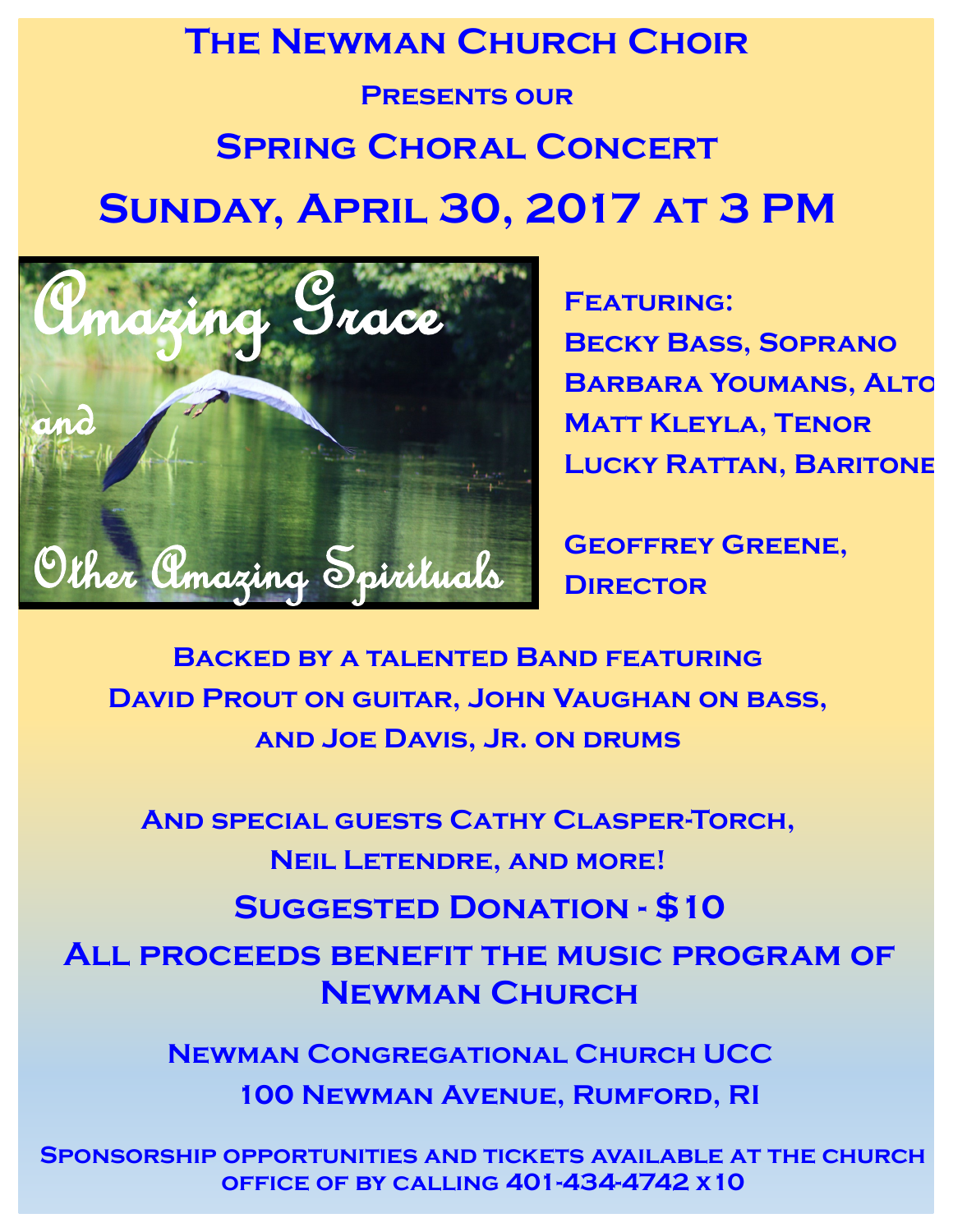# The Newman Church Choir

## Presents our

## Spring Choral Concert

# Sunday, April 30, 2017 at 3 PM

Amazing Grace and Other Amazing Spirituals

**Featuring:**

Becky Bass, Soprano
Barbara Youmans, Alto
Matt Kleyla, Tenor
Lucky Rattan, Baritone

Geoffrey Greene, Director

Backed by a talented Band featuring David Prout on guitar, John Vaughan on bass, and Joe Davis, Jr. on drums

And special guests Cathy Clasper-Torch, Neil Letendre, and more!

## Suggested Donation - $10

## All proceeds benefit the music program of Newman Church

Newman Congregational Church UCC
100 Newman Avenue, Rumford, RI

Sponsorship opportunities and tickets available at the church office of by calling 401-434-4742 x10